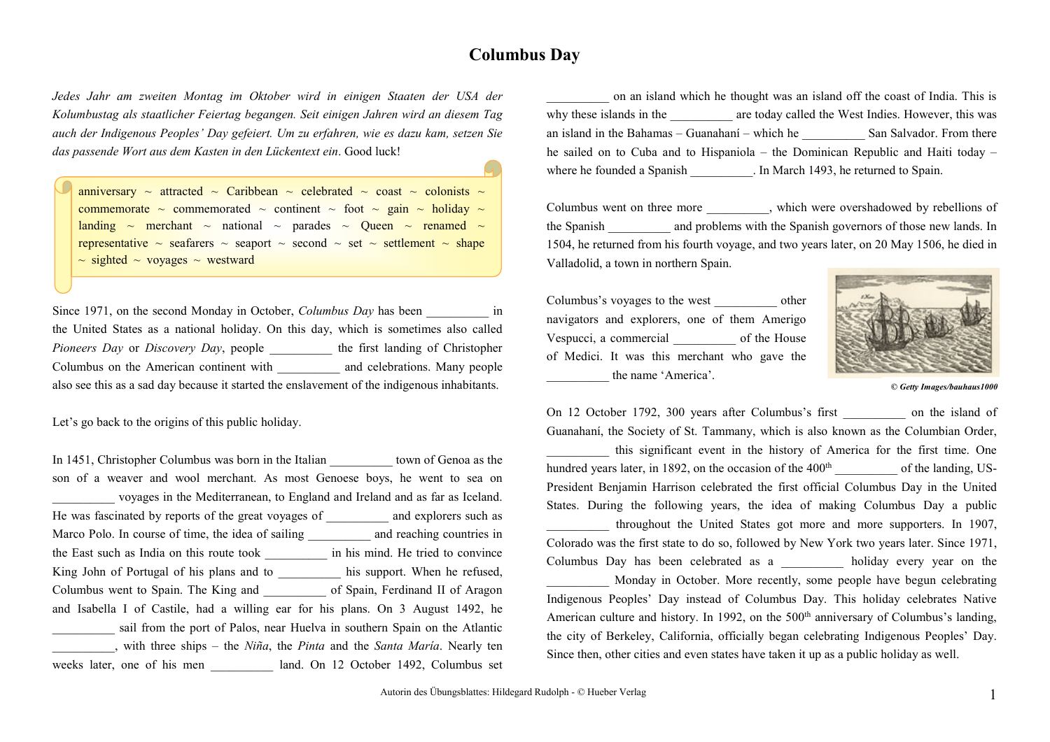# Columbus Day

*Jedes Jahr am zweiten Montag im Oktober wird in einigen Staaten der USA der Kolumbustag als staatlicher Feiertag begangen. Seit einigen Jahren wird an diesem Tag auch der Indigenous Peoples' Day gefeiert. Um zu erfahren, wie es dazu kam, setzen Sie das passende Wort aus dem Kasten in den Lückentext ein*. Good luck!

anniversary ~ attracted ~ Caribbean ~ celebrated ~ coast ~ colonists ~ commemorate ~ commemorated ~ continent ~ foot ~ gain ~ holiday ~ landing ~ merchant ~ national ~ parades ~ Queen ~ renamed ~ representative ~ seafarers ~ seaport ~ second ~ set ~ settlement ~ shape ~ sighted ~ voyages ~ westward

Since 1971, on the second Monday in October, *Columbus Day* has been __________ in the United States as a national holiday. On this day, which is sometimes also called *Pioneers Day* or *Discovery Day*, people __________ the first landing of Christopher Columbus on the American continent with __________ and celebrations. Many people also see this as a sad day because it started the enslavement of the indigenous inhabitants.

Let's go back to the origins of this public holiday.

In 1451, Christopher Columbus was born in the Italian __________ town of Genoa as the son of a weaver and wool merchant. As most Genoese boys, he went to sea on __________ voyages in the Mediterranean, to England and Ireland and as far as Iceland. He was fascinated by reports of the great voyages of __________ and explorers such as Marco Polo. In course of time, the idea of sailing __________ and reaching countries in the East such as India on this route took __________ in his mind. He tried to convince King John of Portugal of his plans and to __________ his support. When he refused, Columbus went to Spain. The King and __________ of Spain, Ferdinand II of Aragon and Isabella I of Castile, had a willing ear for his plans. On 3 August 1492, he __________ sail from the port of Palos, near Huelva in southern Spain on the Atlantic __________, with three ships – the *Niña*, the *Pinta* and the *Santa María*. Nearly ten weeks later, one of his men __________ land. On 12 October 1492, Columbus set __________ on an island which he thought was an island off the coast of India. This is why these islands in the __________ are today called the West Indies. However, this was an island in the Bahamas – Guanahaní – which he __________ San Salvador. From there he sailed on to Cuba and to Hispaniola – the Dominican Republic and Haiti today – where he founded a Spanish __________. In March 1493, he returned to Spain.

Columbus went on three more __________, which were overshadowed by rebellions of the Spanish __________ and problems with the Spanish governors of those new lands. In 1504, he returned from his fourth voyage, and two years later, on 20 May 1506, he died in Valladolid, a town in northern Spain.

Columbus's voyages to the west __________ other navigators and explorers, one of them Amerigo Vespucci, a commercial __________ of the House of Medici. It was this merchant who gave the __________ the name 'America'.

*© Getty Images/bauhaus1000*

On 12 October 1792, 300 years after Columbus's first __________ on the island of Guanahaní, the Society of St. Tammany, which is also known as the Columbian Order, __________ this significant event in the history of America for the first time. One hundred years later, in 1892, on the occasion of the 400th __________ of the landing, US-President Benjamin Harrison celebrated the first official Columbus Day in the United States. During the following years, the idea of making Columbus Day a public __________ throughout the United States got more and more supporters. In 1907, Colorado was the first state to do so, followed by New York two years later. Since 1971, Columbus Day has been celebrated as a __________ holiday every year on the __________ Monday in October. More recently, some people have begun celebrating Indigenous Peoples' Day instead of Columbus Day. This holiday celebrates Native American culture and history. In 1992, on the 500th anniversary of Columbus's landing, the city of Berkeley, California, officially began celebrating Indigenous Peoples' Day. Since then, other cities and even states have taken it up as a public holiday as well.

Autorin des Übungsblattes: Hildegard Rudolph - © Hueber Verlag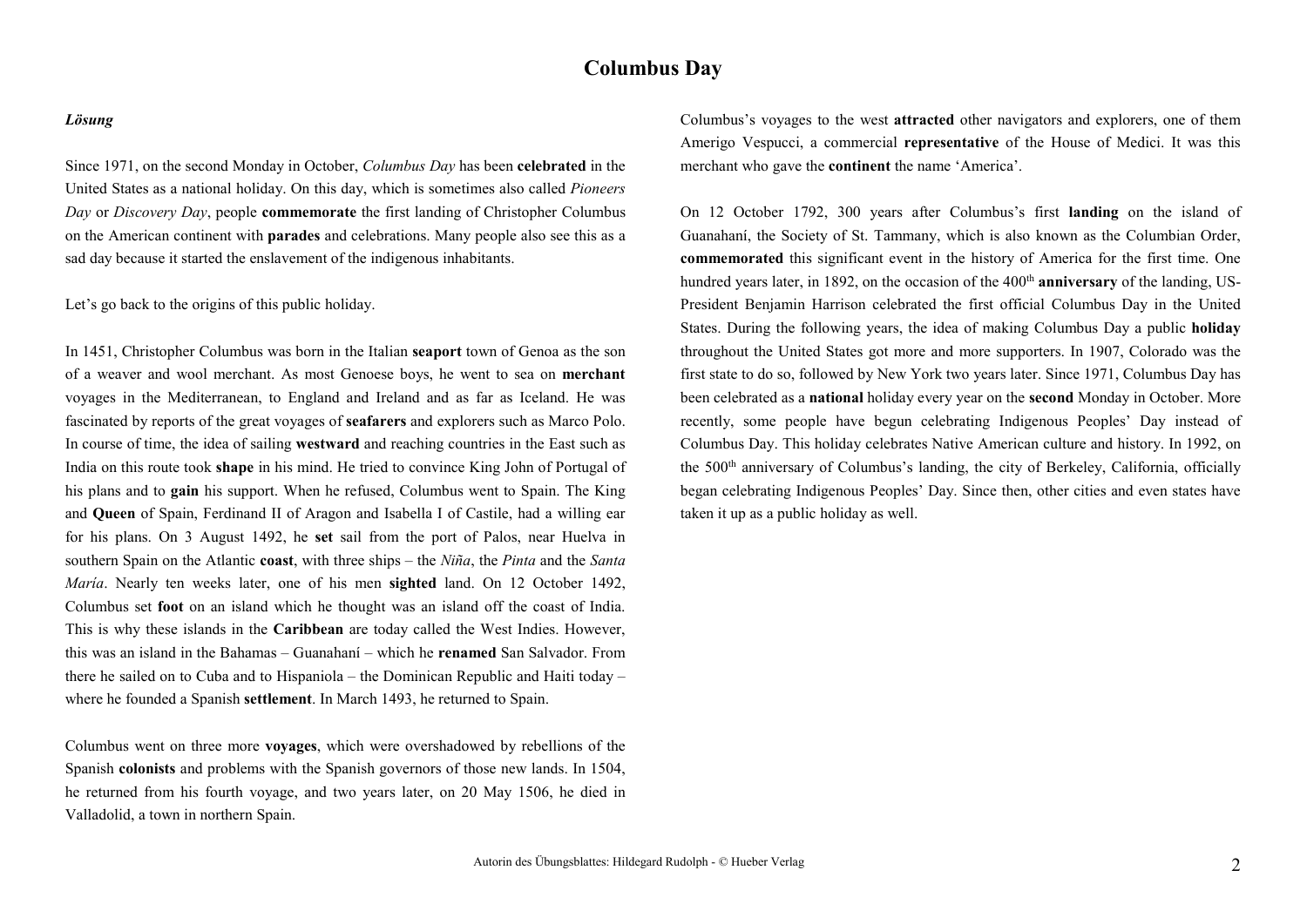# Columbus Day

***Lösung***

Since 1971, on the second Monday in October, *Columbus Day* has been **celebrated** in the United States as a national holiday. On this day, which is sometimes also called *Pioneers Day* or *Discovery Day*, people **commemorate** the first landing of Christopher Columbus on the American continent with **parades** and celebrations. Many people also see this as a sad day because it started the enslavement of the indigenous inhabitants.

Let's go back to the origins of this public holiday.

In 1451, Christopher Columbus was born in the Italian **seaport** town of Genoa as the son of a weaver and wool merchant. As most Genoese boys, he went to sea on **merchant** voyages in the Mediterranean, to England and Ireland and as far as Iceland. He was fascinated by reports of the great voyages of **seafarers** and explorers such as Marco Polo. In course of time, the idea of sailing **westward** and reaching countries in the East such as India on this route took **shape** in his mind. He tried to convince King John of Portugal of his plans and to **gain** his support. When he refused, Columbus went to Spain. The King and **Queen** of Spain, Ferdinand II of Aragon and Isabella I of Castile, had a willing ear for his plans. On 3 August 1492, he **set** sail from the port of Palos, near Huelva in southern Spain on the Atlantic **coast**, with three ships – the *Niña*, the *Pinta* and the *Santa María*. Nearly ten weeks later, one of his men **sighted** land. On 12 October 1492, Columbus set **foot** on an island which he thought was an island off the coast of India. This is why these islands in the **Caribbean** are today called the West Indies. However, this was an island in the Bahamas – Guanahaní – which he **renamed** San Salvador. From there he sailed on to Cuba and to Hispaniola – the Dominican Republic and Haiti today – where he founded a Spanish **settlement**. In March 1493, he returned to Spain.

Columbus went on three more **voyages**, which were overshadowed by rebellions of the Spanish **colonists** and problems with the Spanish governors of those new lands. In 1504, he returned from his fourth voyage, and two years later, on 20 May 1506, he died in Valladolid, a town in northern Spain.

Columbus's voyages to the west **attracted** other navigators and explorers, one of them Amerigo Vespucci, a commercial **representative** of the House of Medici. It was this merchant who gave the **continent** the name 'America'.

On 12 October 1792, 300 years after Columbus's first **landing** on the island of Guanahaní, the Society of St. Tammany, which is also known as the Columbian Order, **commemorated** this significant event in the history of America for the first time. One hundred years later, in 1892, on the occasion of the 400th **anniversary** of the landing, US-President Benjamin Harrison celebrated the first official Columbus Day in the United States. During the following years, the idea of making Columbus Day a public **holiday** throughout the United States got more and more supporters. In 1907, Colorado was the first state to do so, followed by New York two years later. Since 1971, Columbus Day has been celebrated as a **national** holiday every year on the **second** Monday in October. More recently, some people have begun celebrating Indigenous Peoples' Day instead of Columbus Day. This holiday celebrates Native American culture and history. In 1992, on the 500th anniversary of Columbus's landing, the city of Berkeley, California, officially began celebrating Indigenous Peoples' Day. Since then, other cities and even states have taken it up as a public holiday as well.

Autorin des Übungsblattes: Hildegard Rudolph - © Hueber Verlag